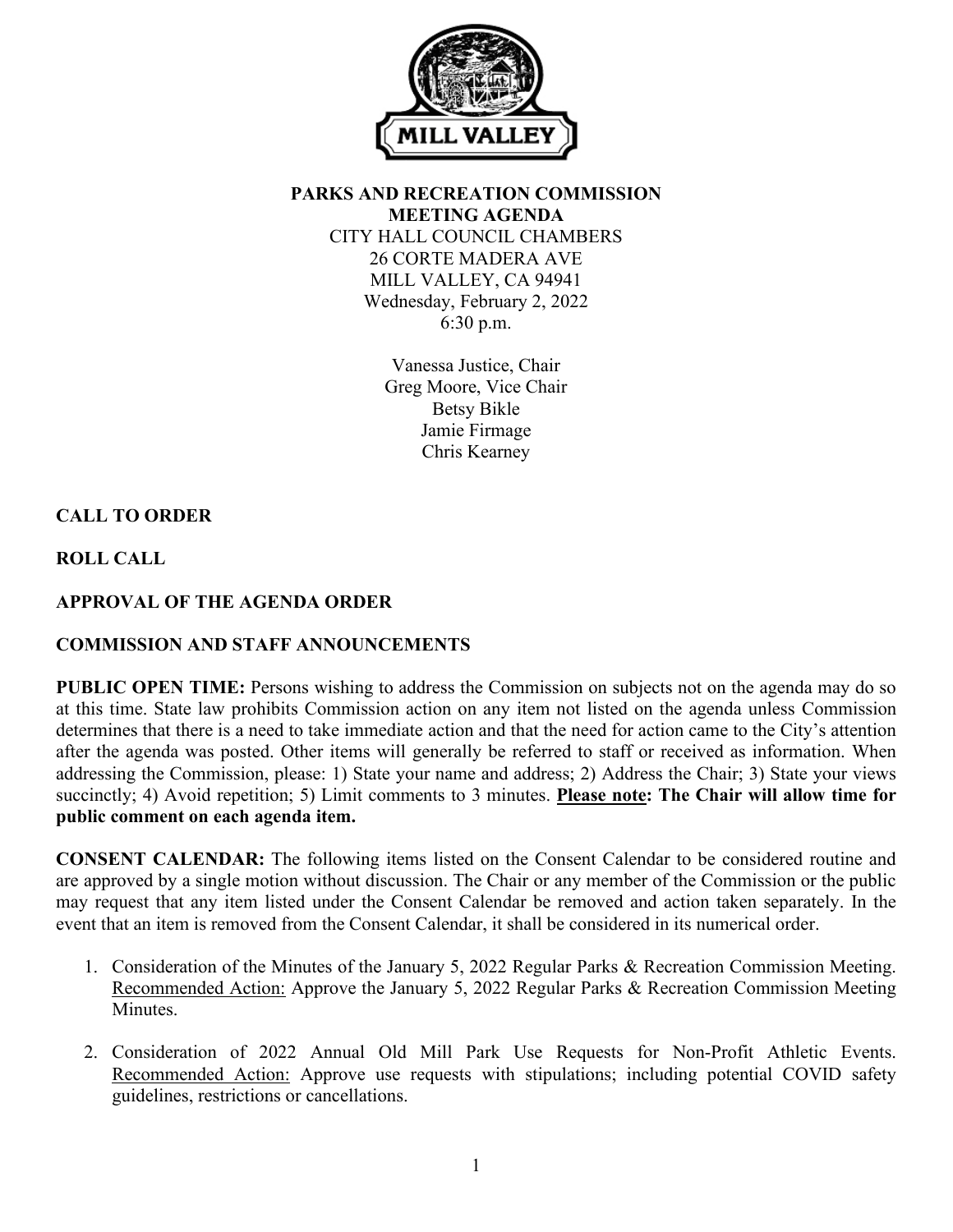# PARKS AND RECREATION COMMISSION
## MEETING AGENDA

CITY HALL COUNCIL CHAMBERS
26 CORTE MADERA AVE
MILL VALLEY, CA 94941
Wednesday, February 2, 2022
6:30 p.m.

Vanessa Justice, Chair
Greg Moore, Vice Chair
Betsy Bikle
Jamie Firmage
Chris Kearney

**CALL TO ORDER**

**ROLL CALL**

**APPROVAL OF THE AGENDA ORDER**

**COMMISSION AND STAFF ANNOUNCEMENTS**

**PUBLIC OPEN TIME:** Persons wishing to address the Commission on subjects not on the agenda may do so at this time. State law prohibits Commission action on any item not listed on the agenda unless Commission determines that there is a need to take immediate action and that the need for action came to the City's attention after the agenda was posted. Other items will generally be referred to staff or received as information. When addressing the Commission, please: 1) State your name and address; 2) Address the Chair; 3) State your views succinctly; 4) Avoid repetition; 5) Limit comments to 3 minutes. **Please note: The Chair will allow time for public comment on each agenda item.**

**CONSENT CALENDAR:** The following items listed on the Consent Calendar to be considered routine and are approved by a single motion without discussion. The Chair or any member of the Commission or the public may request that any item listed under the Consent Calendar be removed and action taken separately. In the event that an item is removed from the Consent Calendar, it shall be considered in its numerical order.

1. Consideration of the Minutes of the January 5, 2022 Regular Parks & Recreation Commission Meeting. Recommended Action: Approve the January 5, 2022 Regular Parks & Recreation Commission Meeting Minutes.

2. Consideration of 2022 Annual Old Mill Park Use Requests for Non-Profit Athletic Events. Recommended Action: Approve use requests with stipulations; including potential COVID safety guidelines, restrictions or cancellations.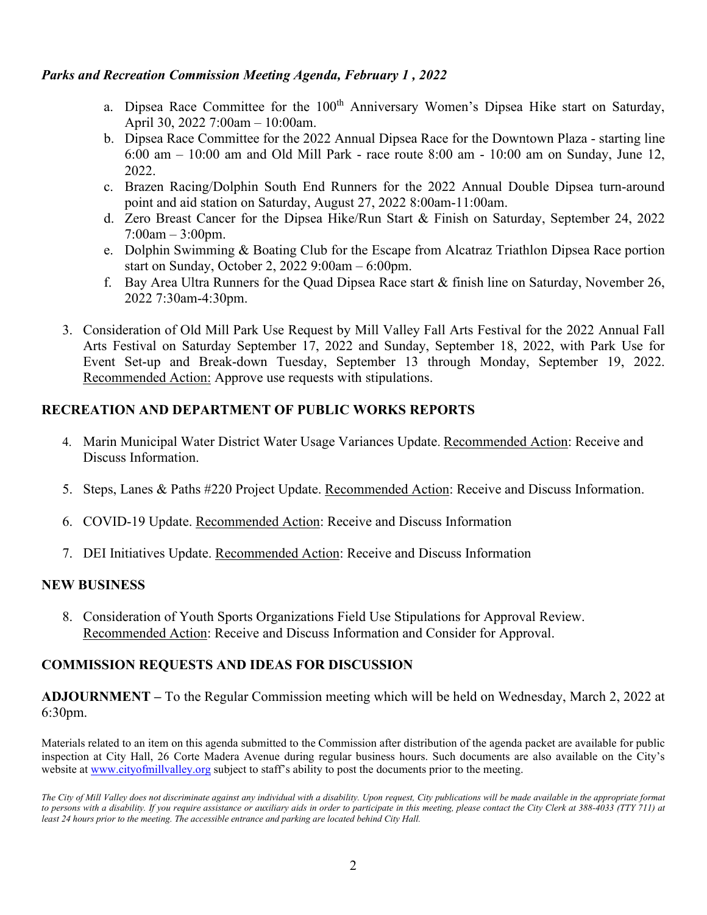a. Dipsea Race Committee for the 100th Anniversary Women's Dipsea Hike start on Saturday, April 30, 2022 7:00am – 10:00am.
b. Dipsea Race Committee for the 2022 Annual Dipsea Race for the Downtown Plaza - starting line 6:00 am – 10:00 am and Old Mill Park - race route 8:00 am - 10:00 am on Sunday, June 12, 2022.
c. Brazen Racing/Dolphin South End Runners for the 2022 Annual Double Dipsea turn-around point and aid station on Saturday, August 27, 2022 8:00am-11:00am.
d. Zero Breast Cancer for the Dipsea Hike/Run Start & Finish on Saturday, September 24, 2022 7:00am – 3:00pm.
e. Dolphin Swimming & Boating Club for the Escape from Alcatraz Triathlon Dipsea Race portion start on Sunday, October 2, 2022 9:00am – 6:00pm.
f. Bay Area Ultra Runners for the Quad Dipsea Race start & finish line on Saturday, November 26, 2022 7:30am-4:30pm.

3. Consideration of Old Mill Park Use Request by Mill Valley Fall Arts Festival for the 2022 Annual Fall Arts Festival on Saturday September 17, 2022 and Sunday, September 18, 2022, with Park Use for Event Set-up and Break-down Tuesday, September 13 through Monday, September 19, 2022. Recommended Action: Approve use requests with stipulations.

## RECREATION AND DEPARTMENT OF PUBLIC WORKS REPORTS

4. Marin Municipal Water District Water Usage Variances Update. Recommended Action: Receive and Discuss Information.

5. Steps, Lanes & Paths #220 Project Update. Recommended Action: Receive and Discuss Information.

6. COVID-19 Update. Recommended Action: Receive and Discuss Information

7. DEI Initiatives Update. Recommended Action: Receive and Discuss Information

## NEW BUSINESS

8. Consideration of Youth Sports Organizations Field Use Stipulations for Approval Review. Recommended Action: Receive and Discuss Information and Consider for Approval.

## COMMISSION REQUESTS AND IDEAS FOR DISCUSSION

**ADJOURNMENT –** To the Regular Commission meeting which will be held on Wednesday, March 2, 2022 at 6:30pm.

Materials related to an item on this agenda submitted to the Commission after distribution of the agenda packet are available for public inspection at City Hall, 26 Corte Madera Avenue during regular business hours. Such documents are also available on the City's website at www.cityofmillvalley.org subject to staff's ability to post the documents prior to the meeting.

*The City of Mill Valley does not discriminate against any individual with a disability. Upon request, City publications will be made available in the appropriate format to persons with a disability. If you require assistance or auxiliary aids in order to participate in this meeting, please contact the City Clerk at 388-4033 (TTY 711) at least 24 hours prior to the meeting. The accessible entrance and parking are located behind City Hall.*